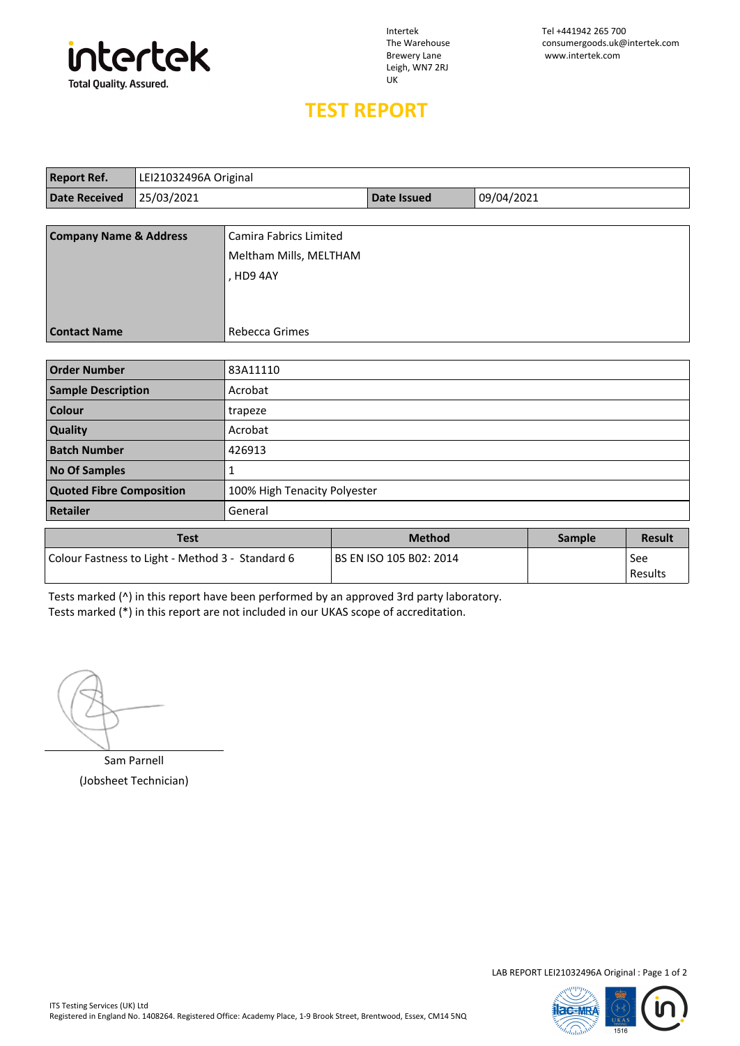intertek
Total Quality. Assured.

Intertek
The Warehouse
Brewery Lane
Leigh, WN7 2RJ
UK

Tel +441942 265 700
consumergoods.uk@intertek.com
www.intertek.com

# TEST REPORT

| **Report Ref.** | LEI21032496A Original | | |
|---|---|---|---|
| **Date Received** | 25/03/2021 | **Date Issued** | 09/04/2021 |

| **Company Name & Address** | Camira Fabrics Limited<br>Meltham Mills, MELTHAM<br>, HD9 4AY |
|---|---|
| **Contact Name** | Rebecca Grimes |

| **Order Number** | 83A11110 |
|---|---|
| **Sample Description** | Acrobat |
| **Colour** | trapeze |
| **Quality** | Acrobat |
| **Batch Number** | 426913 |
| **No Of Samples** | 1 |
| **Quoted Fibre Composition** | 100% High Tenacity Polyester |
| **Retailer** | General |

| Test | Method | Sample | Result |
|---|---|---|---|
| Colour Fastness to Light - Method 3 - Standard 6 | BS EN ISO 105 B02: 2014 | | See Results |

Tests marked (^) in this report have been performed by an approved 3rd party laboratory.
Tests marked (*) in this report are not included in our UKAS scope of accreditation.

Sam Parnell
(Jobsheet Technician)

ITS Testing Services (UK) Ltd
Registered in England No. 1408264. Registered Office: Academy Place, 1-9 Brook Street, Brentwood, Essex, CM14 5NQ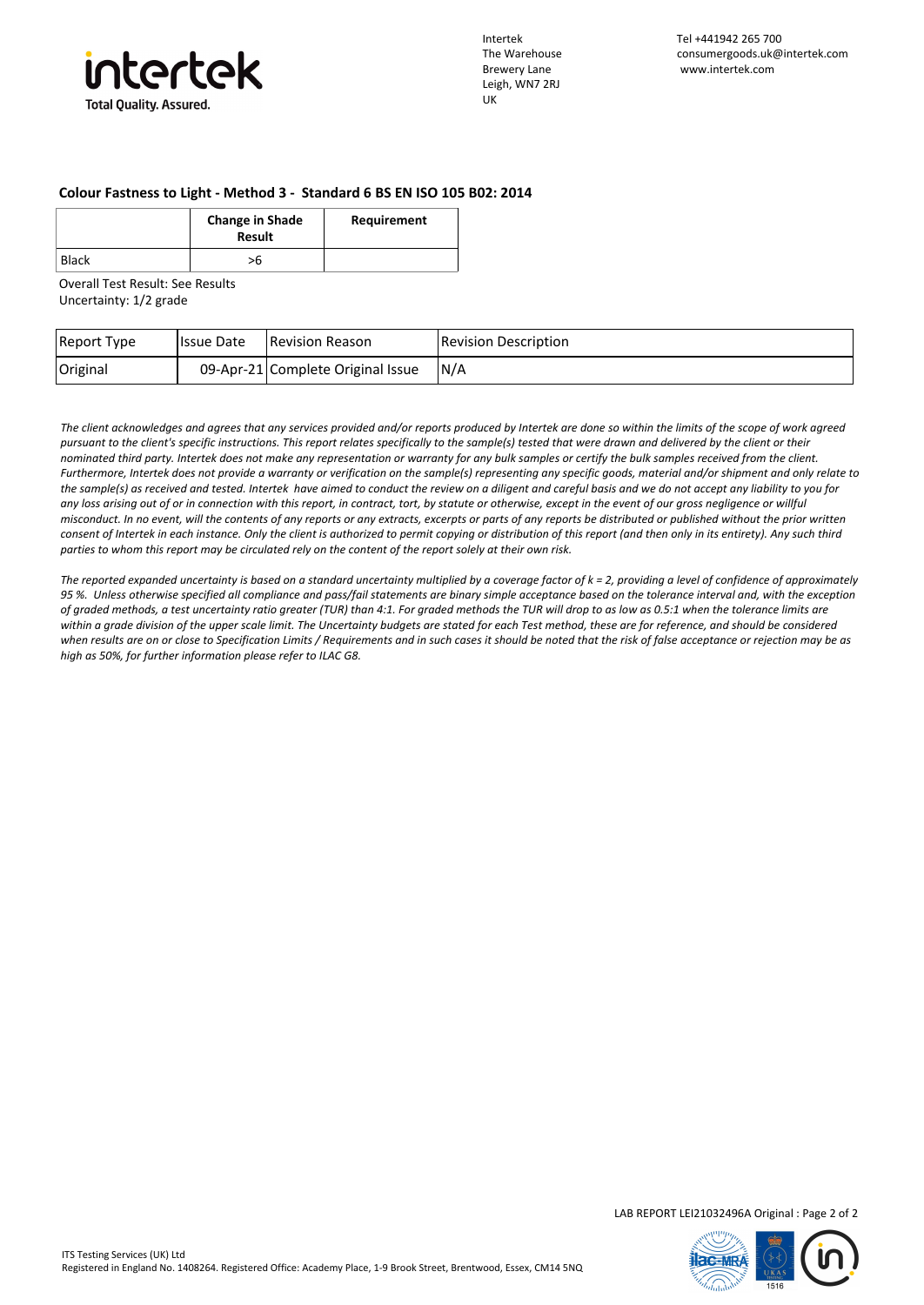Intertek
The Warehouse
Brewery Lane
Leigh, WN7 2RJ
UK

Tel +441942 265 700
consumergoods.uk@intertek.com
www.intertek.com

### Colour Fastness to Light - Method 3 - Standard 6 BS EN ISO 105 B02: 2014

| | Change in Shade Result | Requirement |
|---|---|---|
| Black | >6 | |

Overall Test Result: See Results
Uncertainty: 1/2 grade

| Report Type | Issue Date | Revision Reason | Revision Description |
|---|---|---|---|
| Original | 09-Apr-21 | Complete Original Issue | N/A |

*The client acknowledges and agrees that any services provided and/or reports produced by Intertek are done so within the limits of the scope of work agreed pursuant to the client's specific instructions. This report relates specifically to the sample(s) tested that were drawn and delivered by the client or their nominated third party. Intertek does not make any representation or warranty for any bulk samples or certify the bulk samples received from the client. Furthermore, Intertek does not provide a warranty or verification on the sample(s) representing any specific goods, material and/or shipment and only relate to the sample(s) as received and tested. Intertek have aimed to conduct the review on a diligent and careful basis and we do not accept any liability to you for any loss arising out of or in connection with this report, in contract, tort, by statute or otherwise, except in the event of our gross negligence or willful misconduct. In no event, will the contents of any reports or any extracts, excerpts or parts of any reports be distributed or published without the prior written consent of Intertek in each instance. Only the client is authorized to permit copying or distribution of this report (and then only in its entirety). Any such third parties to whom this report may be circulated rely on the content of the report solely at their own risk.*

*The reported expanded uncertainty is based on a standard uncertainty multiplied by a coverage factor of k = 2, providing a level of confidence of approximately 95 %. Unless otherwise specified all compliance and pass/fail statements are binary simple acceptance based on the tolerance interval and, with the exception of graded methods, a test uncertainty ratio greater (TUR) than 4:1. For graded methods the TUR will drop to as low as 0.5:1 when the tolerance limits are within a grade division of the upper scale limit. The Uncertainty budgets are stated for each Test method, these are for reference, and should be considered when results are on or close to Specification Limits / Requirements and in such cases it should be noted that the risk of false acceptance or rejection may be as high as 50%, for further information please refer to ILAC G8.*

LAB REPORT LEI21032496A Original

ITS Testing Services (UK) Ltd
Registered in England No. 1408264. Registered Office: Academy Place, 1-9 Brook Street, Brentwood, Essex, CM14 5NQ